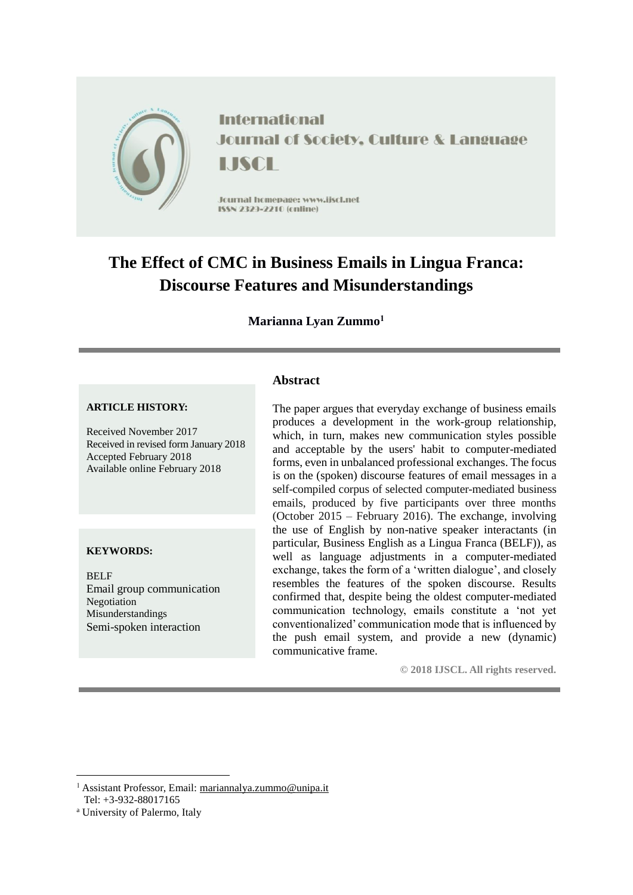International Journal of Society, Culture & Language

IJSCL

Journal homepage: www.ijscl.net

ISSN 2329-2210 (online)

# The Effect of CMC in Business Emails in Lingua Franca: Discourse Features and Misunderstandings

**Marianna Lyan Zummo**[1]

**ARTICLE HISTORY:**

Received November 2017
Received in revised form January 2018
Accepted February 2018
Available online February 2018

**KEYWORDS:**

BELF
Email group communication
Negotiation
Misunderstandings
Semi-spoken interaction

## Abstract

The paper argues that everyday exchange of business emails produces a development in the work-group relationship, which, in turn, makes new communication styles possible and acceptable by the users' habit to computer-mediated forms, even in unbalanced professional exchanges. The focus is on the (spoken) discourse features of email messages in a self-compiled corpus of selected computer-mediated business emails, produced by five participants over three months (October 2015 – February 2016). The exchange, involving the use of English by non-native speaker interactants (in particular, Business English as a Lingua Franca (BELF)), as well as language adjustments in a computer-mediated exchange, takes the form of a 'written dialogue', and closely resembles the features of the spoken discourse. Results confirmed that, despite being the oldest computer-mediated communication technology, emails constitute a 'not yet conventionalized' communication mode that is influenced by the push email system, and provide a new (dynamic) communicative frame.

**© 2018 IJSCL. All rights reserved.**

[1] Assistant Professor, Email: mariannalya.zummo@unipa.it
Tel: +3-932-88017165

[a] University of Palermo, Italy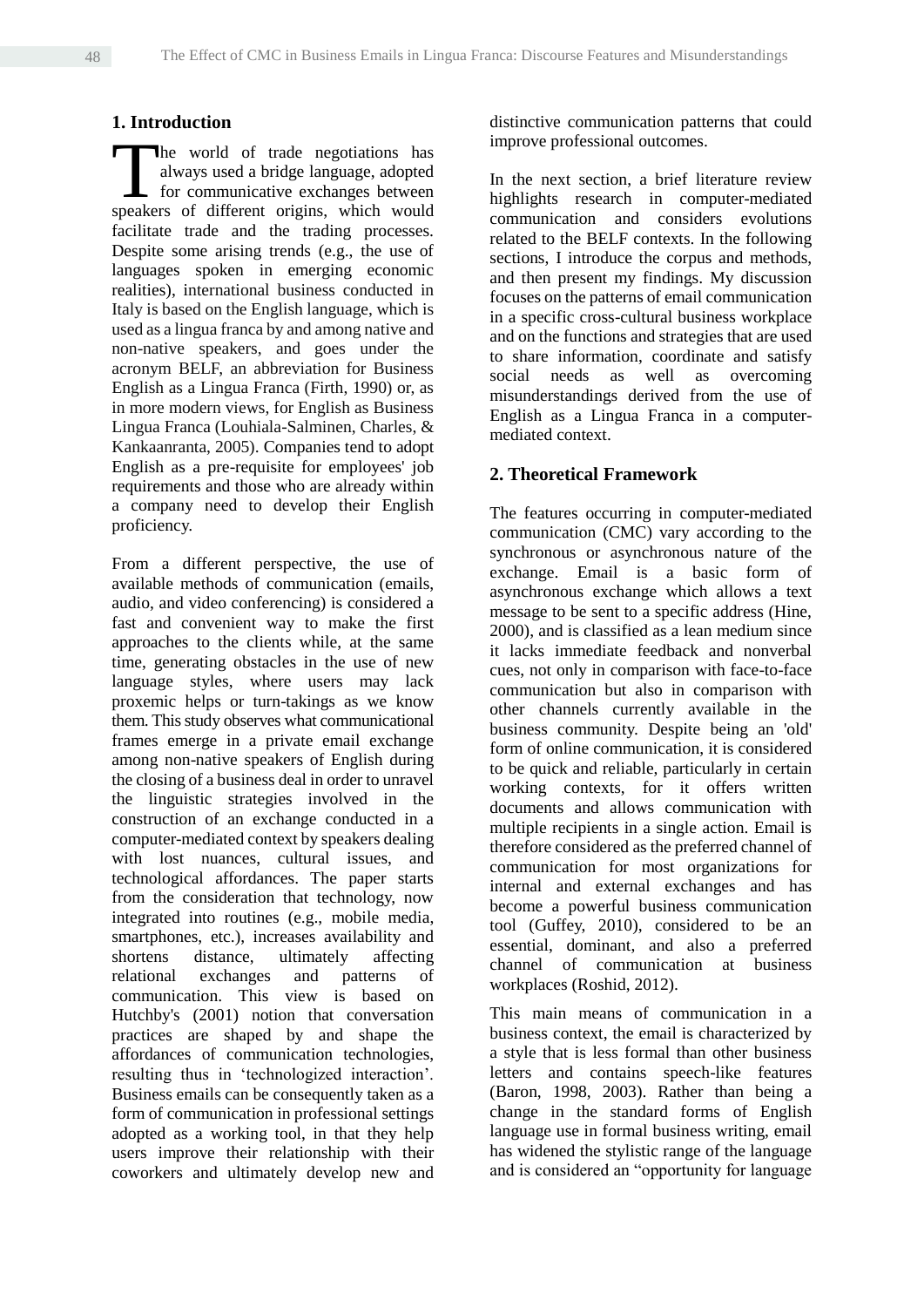## 1. Introduction

The world of trade negotiations has always used a bridge language, adopted for communicative exchanges between speakers of different origins, which would facilitate trade and the trading processes. Despite some arising trends (e.g., the use of languages spoken in emerging economic realities), international business conducted in Italy is based on the English language, which is used as a lingua franca by and among native and non-native speakers, and goes under the acronym BELF, an abbreviation for Business English as a Lingua Franca (Firth, 1990) or, as in more modern views, for English as Business Lingua Franca (Louhiala-Salminen, Charles, & Kankaanranta, 2005). Companies tend to adopt English as a pre-requisite for employees' job requirements and those who are already within a company need to develop their English proficiency.

From a different perspective, the use of available methods of communication (emails, audio, and video conferencing) is considered a fast and convenient way to make the first approaches to the clients while, at the same time, generating obstacles in the use of new language styles, where users may lack proxemic helps or turn-takings as we know them. This study observes what communicational frames emerge in a private email exchange among non-native speakers of English during the closing of a business deal in order to unravel the linguistic strategies involved in the construction of an exchange conducted in a computer-mediated context by speakers dealing with lost nuances, cultural issues, and technological affordances. The paper starts from the consideration that technology, now integrated into routines (e.g., mobile media, smartphones, etc.), increases availability and shortens distance, ultimately affecting relational exchanges and patterns of communication. This view is based on Hutchby's (2001) notion that conversation practices are shaped by and shape the affordances of communication technologies, resulting thus in 'technologized interaction'. Business emails can be consequently taken as a form of communication in professional settings adopted as a working tool, in that they help users improve their relationship with their coworkers and ultimately develop new and distinctive communication patterns that could improve professional outcomes.

In the next section, a brief literature review highlights research in computer-mediated communication and considers evolutions related to the BELF contexts. In the following sections, I introduce the corpus and methods, and then present my findings. My discussion focuses on the patterns of email communication in a specific cross-cultural business workplace and on the functions and strategies that are used to share information, coordinate and satisfy social needs as well as overcoming misunderstandings derived from the use of English as a Lingua Franca in a computer-mediated context.

## 2. Theoretical Framework

The features occurring in computer-mediated communication (CMC) vary according to the synchronous or asynchronous nature of the exchange. Email is a basic form of asynchronous exchange which allows a text message to be sent to a specific address (Hine, 2000), and is classified as a lean medium since it lacks immediate feedback and nonverbal cues, not only in comparison with face-to-face communication but also in comparison with other channels currently available in the business community. Despite being an 'old' form of online communication, it is considered to be quick and reliable, particularly in certain working contexts, for it offers written documents and allows communication with multiple recipients in a single action. Email is therefore considered as the preferred channel of communication for most organizations for internal and external exchanges and has become a powerful business communication tool (Guffey, 2010), considered to be an essential, dominant, and also a preferred channel of communication at business workplaces (Roshid, 2012).

This main means of communication in a business context, the email is characterized by a style that is less formal than other business letters and contains speech-like features (Baron, 1998, 2003). Rather than being a change in the standard forms of English language use in formal business writing, email has widened the stylistic range of the language and is considered an "opportunity for language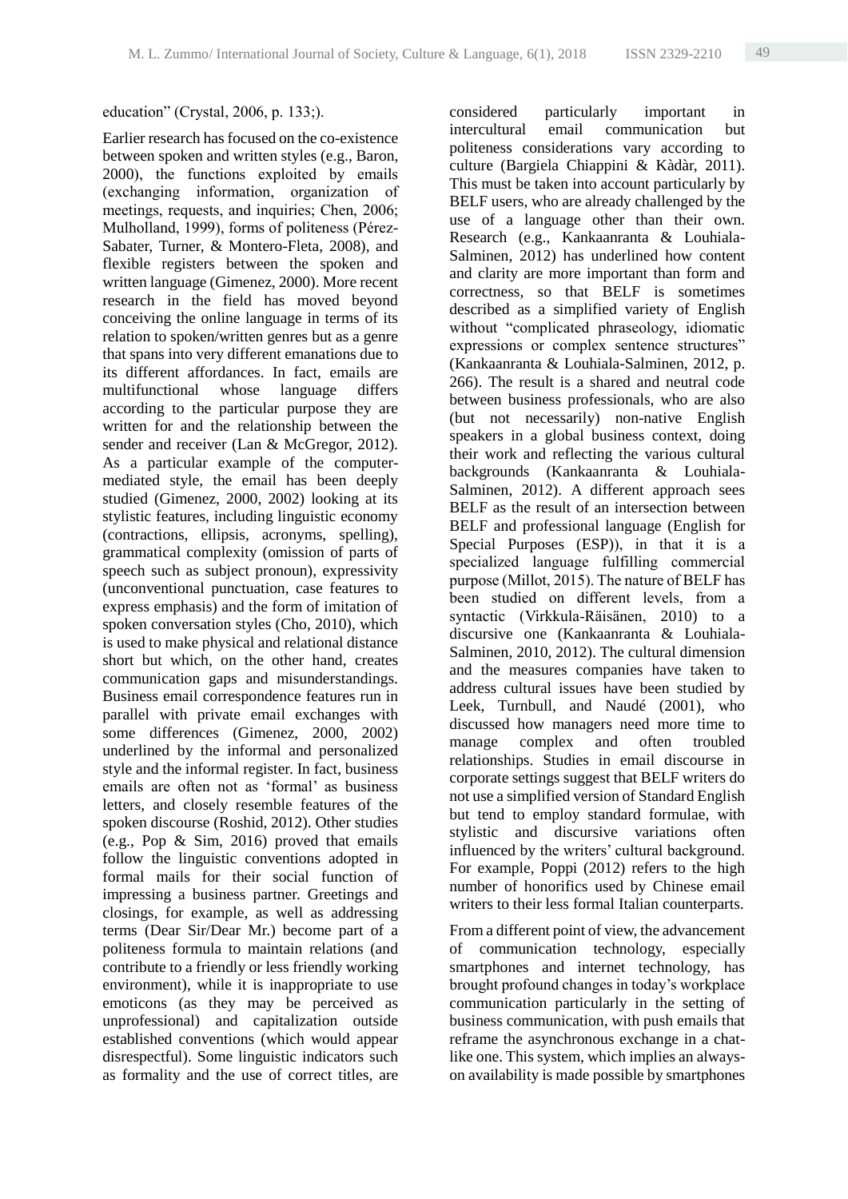education" (Crystal, 2006, p. 133;).

Earlier research has focused on the co-existence between spoken and written styles (e.g., Baron, 2000), the functions exploited by emails (exchanging information, organization of meetings, requests, and inquiries; Chen, 2006; Mulholland, 1999), forms of politeness (Pérez-Sabater, Turner, & Montero-Fleta, 2008), and flexible registers between the spoken and written language (Gimenez, 2000). More recent research in the field has moved beyond conceiving the online language in terms of its relation to spoken/written genres but as a genre that spans into very different emanations due to its different affordances. In fact, emails are multifunctional whose language differs according to the particular purpose they are written for and the relationship between the sender and receiver (Lan & McGregor, 2012). As a particular example of the computer-mediated style, the email has been deeply studied (Gimenez, 2000, 2002) looking at its stylistic features, including linguistic economy (contractions, ellipsis, acronyms, spelling), grammatical complexity (omission of parts of speech such as subject pronoun), expressivity (unconventional punctuation, case features to express emphasis) and the form of imitation of spoken conversation styles (Cho, 2010), which is used to make physical and relational distance short but which, on the other hand, creates communication gaps and misunderstandings. Business email correspondence features run in parallel with private email exchanges with some differences (Gimenez, 2000, 2002) underlined by the informal and personalized style and the informal register. In fact, business emails are often not as 'formal' as business letters, and closely resemble features of the spoken discourse (Roshid, 2012). Other studies (e.g., Pop & Sim, 2016) proved that emails follow the linguistic conventions adopted in formal mails for their social function of impressing a business partner. Greetings and closings, for example, as well as addressing terms (Dear Sir/Dear Mr.) become part of a politeness formula to maintain relations (and contribute to a friendly or less friendly working environment), while it is inappropriate to use emoticons (as they may be perceived as unprofessional) and capitalization outside established conventions (which would appear disrespectful). Some linguistic indicators such as formality and the use of correct titles, are considered particularly important in intercultural email communication but politeness considerations vary according to culture (Bargiela Chiappini & Kàdàr, 2011). This must be taken into account particularly by BELF users, who are already challenged by the use of a language other than their own. Research (e.g., Kankaanranta & Louhiala-Salminen, 2012) has underlined how content and clarity are more important than form and correctness, so that BELF is sometimes described as a simplified variety of English without "complicated phraseology, idiomatic expressions or complex sentence structures" (Kankaanranta & Louhiala-Salminen, 2012, p. 266). The result is a shared and neutral code between business professionals, who are also (but not necessarily) non-native English speakers in a global business context, doing their work and reflecting the various cultural backgrounds (Kankaanranta & Louhiala-Salminen, 2012). A different approach sees BELF as the result of an intersection between BELF and professional language (English for Special Purposes (ESP)), in that it is a specialized language fulfilling commercial purpose (Millot, 2015). The nature of BELF has been studied on different levels, from a syntactic (Virkkula-Räisänen, 2010) to a discursive one (Kankaanranta & Louhiala-Salminen, 2010, 2012). The cultural dimension and the measures companies have taken to address cultural issues have been studied by Leek, Turnbull, and Naudé (2001), who discussed how managers need more time to manage complex and often troubled relationships. Studies in email discourse in corporate settings suggest that BELF writers do not use a simplified version of Standard English but tend to employ standard formulae, with stylistic and discursive variations often influenced by the writers' cultural background. For example, Poppi (2012) refers to the high number of honorifics used by Chinese email writers to their less formal Italian counterparts.

From a different point of view, the advancement of communication technology, especially smartphones and internet technology, has brought profound changes in today's workplace communication particularly in the setting of business communication, with push emails that reframe the asynchronous exchange in a chat-like one. This system, which implies an always-on availability is made possible by smartphones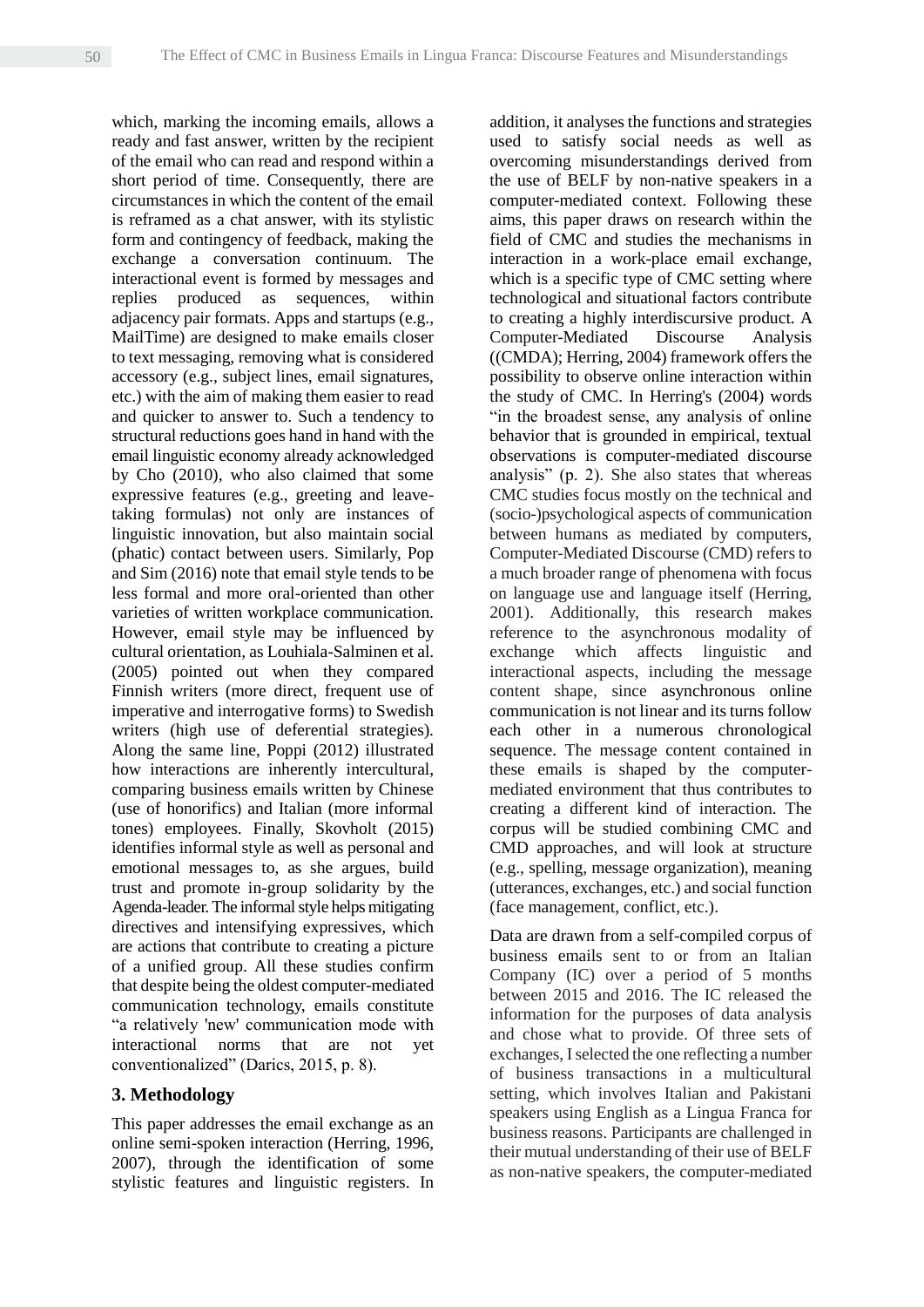which, marking the incoming emails, allows a ready and fast answer, written by the recipient of the email who can read and respond within a short period of time. Consequently, there are circumstances in which the content of the email is reframed as a chat answer, with its stylistic form and contingency of feedback, making the exchange a conversation continuum. The interactional event is formed by messages and replies produced as sequences, within adjacency pair formats. Apps and startups (e.g., MailTime) are designed to make emails closer to text messaging, removing what is considered accessory (e.g., subject lines, email signatures, etc.) with the aim of making them easier to read and quicker to answer to. Such a tendency to structural reductions goes hand in hand with the email linguistic economy already acknowledged by Cho (2010), who also claimed that some expressive features (e.g., greeting and leave-taking formulas) not only are instances of linguistic innovation, but also maintain social (phatic) contact between users. Similarly, Pop and Sim (2016) note that email style tends to be less formal and more oral-oriented than other varieties of written workplace communication. However, email style may be influenced by cultural orientation, as Louhiala-Salminen et al. (2005) pointed out when they compared Finnish writers (more direct, frequent use of imperative and interrogative forms) to Swedish writers (high use of deferential strategies). Along the same line, Poppi (2012) illustrated how interactions are inherently intercultural, comparing business emails written by Chinese (use of honorifics) and Italian (more informal tones) employees. Finally, Skovholt (2015) identifies informal style as well as personal and emotional messages to, as she argues, build trust and promote in-group solidarity by the Agenda-leader. The informal style helps mitigating directives and intensifying expressives, which are actions that contribute to creating a picture of a unified group. All these studies confirm that despite being the oldest computer-mediated communication technology, emails constitute "a relatively 'new' communication mode with interactional norms that are not yet conventionalized" (Darics, 2015, p. 8).

## 3. Methodology

This paper addresses the email exchange as an online semi-spoken interaction (Herring, 1996, 2007), through the identification of some stylistic features and linguistic registers. In addition, it analyses the functions and strategies used to satisfy social needs as well as overcoming misunderstandings derived from the use of BELF by non-native speakers in a computer-mediated context. Following these aims, this paper draws on research within the field of CMC and studies the mechanisms in interaction in a work-place email exchange, which is a specific type of CMC setting where technological and situational factors contribute to creating a highly interdiscursive product. A Computer-Mediated Discourse Analysis ((CMDA); Herring, 2004) framework offers the possibility to observe online interaction within the study of CMC. In Herring's (2004) words "in the broadest sense, any analysis of online behavior that is grounded in empirical, textual observations is computer-mediated discourse analysis" (p. 2). She also states that whereas CMC studies focus mostly on the technical and (socio-)psychological aspects of communication between humans as mediated by computers, Computer-Mediated Discourse (CMD) refers to a much broader range of phenomena with focus on language use and language itself (Herring, 2001). Additionally, this research makes reference to the asynchronous modality of exchange which affects linguistic and interactional aspects, including the message content shape, since asynchronous online communication is not linear and its turns follow each other in a numerous chronological sequence. The message content contained in these emails is shaped by the computer-mediated environment that thus contributes to creating a different kind of interaction. The corpus will be studied combining CMC and CMD approaches, and will look at structure (e.g., spelling, message organization), meaning (utterances, exchanges, etc.) and social function (face management, conflict, etc.).

Data are drawn from a self-compiled corpus of business emails sent to or from an Italian Company (IC) over a period of 5 months between 2015 and 2016. The IC released the information for the purposes of data analysis and chose what to provide. Of three sets of exchanges, I selected the one reflecting a number of business transactions in a multicultural setting, which involves Italian and Pakistani speakers using English as a Lingua Franca for business reasons. Participants are challenged in their mutual understanding of their use of BELF as non-native speakers, the computer-mediated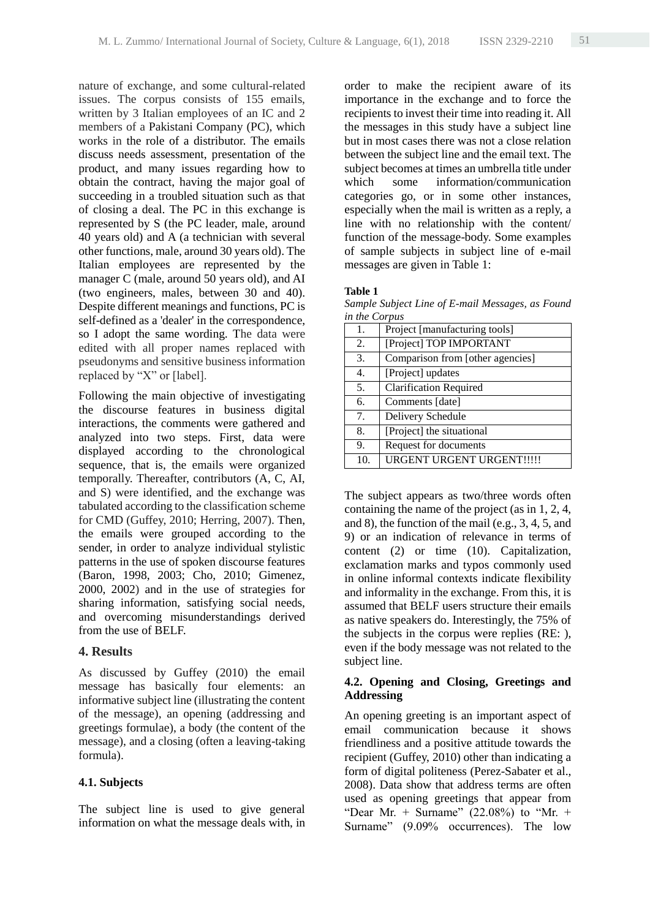nature of exchange, and some cultural-related issues. The corpus consists of 155 emails, written by 3 Italian employees of an IC and 2 members of a Pakistani Company (PC), which works in the role of a distributor. The emails discuss needs assessment, presentation of the product, and many issues regarding how to obtain the contract, having the major goal of succeeding in a troubled situation such as that of closing a deal. The PC in this exchange is represented by S (the PC leader, male, around 40 years old) and A (a technician with several other functions, male, around 30 years old). The Italian employees are represented by the manager C (male, around 50 years old), and AI (two engineers, males, between 30 and 40). Despite different meanings and functions, PC is self-defined as a 'dealer' in the correspondence, so I adopt the same wording. The data were edited with all proper names replaced with pseudonyms and sensitive business information replaced by "X" or [label].

Following the main objective of investigating the discourse features in business digital interactions, the comments were gathered and analyzed into two steps. First, data were displayed according to the chronological sequence, that is, the emails were organized temporally. Thereafter, contributors (A, C, AI, and S) were identified, and the exchange was tabulated according to the classification scheme for CMD (Guffey, 2010; Herring, 2007). Then, the emails were grouped according to the sender, in order to analyze individual stylistic patterns in the use of spoken discourse features (Baron, 1998, 2003; Cho, 2010; Gimenez, 2000, 2002) and in the use of strategies for sharing information, satisfying social needs, and overcoming misunderstandings derived from the use of BELF.

## 4. Results

As discussed by Guffey (2010) the email message has basically four elements: an informative subject line (illustrating the content of the message), an opening (addressing and greetings formulae), a body (the content of the message), and a closing (often a leaving-taking formula).

### 4.1. Subjects

The subject line is used to give general information on what the message deals with, in order to make the recipient aware of its importance in the exchange and to force the recipients to invest their time into reading it. All the messages in this study have a subject line but in most cases there was not a close relation between the subject line and the email text. The subject becomes at times an umbrella title under which some information/communication categories go, or in some other instances, especially when the mail is written as a reply, a line with no relationship with the content/ function of the message-body. Some examples of sample subjects in subject line of e-mail messages are given in Table 1:

**Table 1**
*Sample Subject Line of E-mail Messages, as Found in the Corpus*

| | |
|---|---|
| 1. | Project [manufacturing tools] |
| 2. | [Project] TOP IMPORTANT |
| 3. | Comparison from [other agencies] |
| 4. | [Project] updates |
| 5. | Clarification Required |
| 6. | Comments [date] |
| 7. | Delivery Schedule |
| 8. | [Project] the situational |
| 9. | Request for documents |
| 10. | URGENT URGENT URGENT!!!!! |

The subject appears as two/three words often containing the name of the project (as in 1, 2, 4, and 8), the function of the mail (e.g., 3, 4, 5, and 9) or an indication of relevance in terms of content (2) or time (10). Capitalization, exclamation marks and typos commonly used in online informal contexts indicate flexibility and informality in the exchange. From this, it is assumed that BELF users structure their emails as native speakers do. Interestingly, the 75% of the subjects in the corpus were replies (RE: ), even if the body message was not related to the subject line.

### 4.2. Opening and Closing, Greetings and Addressing

An opening greeting is an important aspect of email communication because it shows friendliness and a positive attitude towards the recipient (Guffey, 2010) other than indicating a form of digital politeness (Perez-Sabater et al., 2008). Data show that address terms are often used as opening greetings that appear from "Dear Mr. + Surname" (22.08%) to "Mr. + Surname" (9.09% occurrences). The low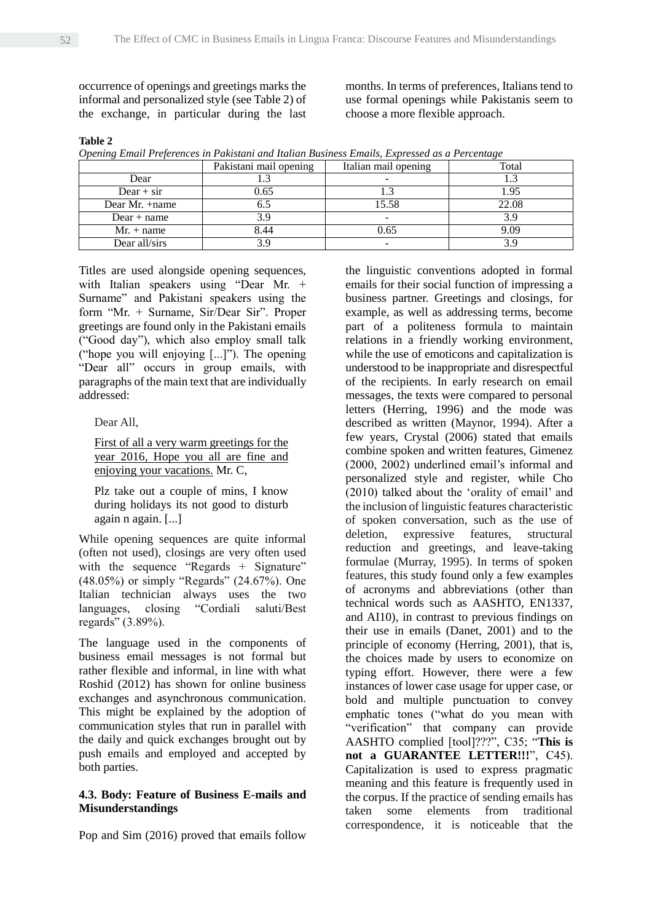occurrence of openings and greetings marks the informal and personalized style (see Table 2) of the exchange, in particular during the last months. In terms of preferences, Italians tend to use formal openings while Pakistanis seem to choose a more flexible approach.

**Table 2**

*Opening Email Preferences in Pakistani and Italian Business Emails, Expressed as a Percentage*

| | Pakistani mail opening | Italian mail opening | Total |
|---|---|---|---|
| Dear | 1.3 | - | 1.3 |
| Dear + sir | 0.65 | 1.3 | 1.95 |
| Dear Mr. +name | 6.5 | 15.58 | 22.08 |
| Dear + name | 3.9 | - | 3.9 |
| Mr. + name | 8.44 | 0.65 | 9.09 |
| Dear all/sirs | 3.9 | - | 3.9 |

Titles are used alongside opening sequences, with Italian speakers using "Dear Mr. + Surname" and Pakistani speakers using the form "Mr. + Surname, Sir/Dear Sir". Proper greetings are found only in the Pakistani emails ("Good day"), which also employ small talk ("hope you will enjoying [...]"). The opening "Dear all" occurs in group emails, with paragraphs of the main text that are individually addressed:

> Dear All,
>
> <u>First of all a very warm greetings for the year 2016, Hope you all are fine and enjoying your vacations.</u> Mr. C,
>
> Plz take out a couple of mins, I know during holidays its not good to disturb again n again. [...]

While opening sequences are quite informal (often not used), closings are very often used with the sequence "Regards + Signature" (48.05%) or simply "Regards" (24.67%). One Italian technician always uses the two languages, closing "Cordiali saluti/Best regards" (3.89%).

The language used in the components of business email messages is not formal but rather flexible and informal, in line with what Roshid (2012) has shown for online business exchanges and asynchronous communication. This might be explained by the adoption of communication styles that run in parallel with the daily and quick exchanges brought out by push emails and employed and accepted by both parties.

### 4.3. Body: Feature of Business E-mails and Misunderstandings

Pop and Sim (2016) proved that emails follow the linguistic conventions adopted in formal emails for their social function of impressing a business partner. Greetings and closings, for example, as well as addressing terms, become part of a politeness formula to maintain relations in a friendly working environment, while the use of emoticons and capitalization is understood to be inappropriate and disrespectful of the recipients. In early research on email messages, the texts were compared to personal letters (Herring, 1996) and the mode was described as written (Maynor, 1994). After a few years, Crystal (2006) stated that emails combine spoken and written features, Gimenez (2000, 2002) underlined email's informal and personalized style and register, while Cho (2010) talked about the 'orality of email' and the inclusion of linguistic features characteristic of spoken conversation, such as the use of deletion, expressive features, structural reduction and greetings, and leave-taking formulae (Murray, 1995). In terms of spoken features, this study found only a few examples of acronyms and abbreviations (other than technical words such as AASHTO, EN1337, and AI10), in contrast to previous findings on their use in emails (Danet, 2001) and to the principle of economy (Herring, 2001), that is, the choices made by users to economize on typing effort. However, there were a few instances of lower case usage for upper case, or bold and multiple punctuation to convey emphatic tones ("what do you mean with "verification" that company can provide AASHTO complied [tool]???", C35; "**This is not a GUARANTEE LETTER!!!**", C45). Capitalization is used to express pragmatic meaning and this feature is frequently used in the corpus. If the practice of sending emails has taken some elements from traditional correspondence, it is noticeable that the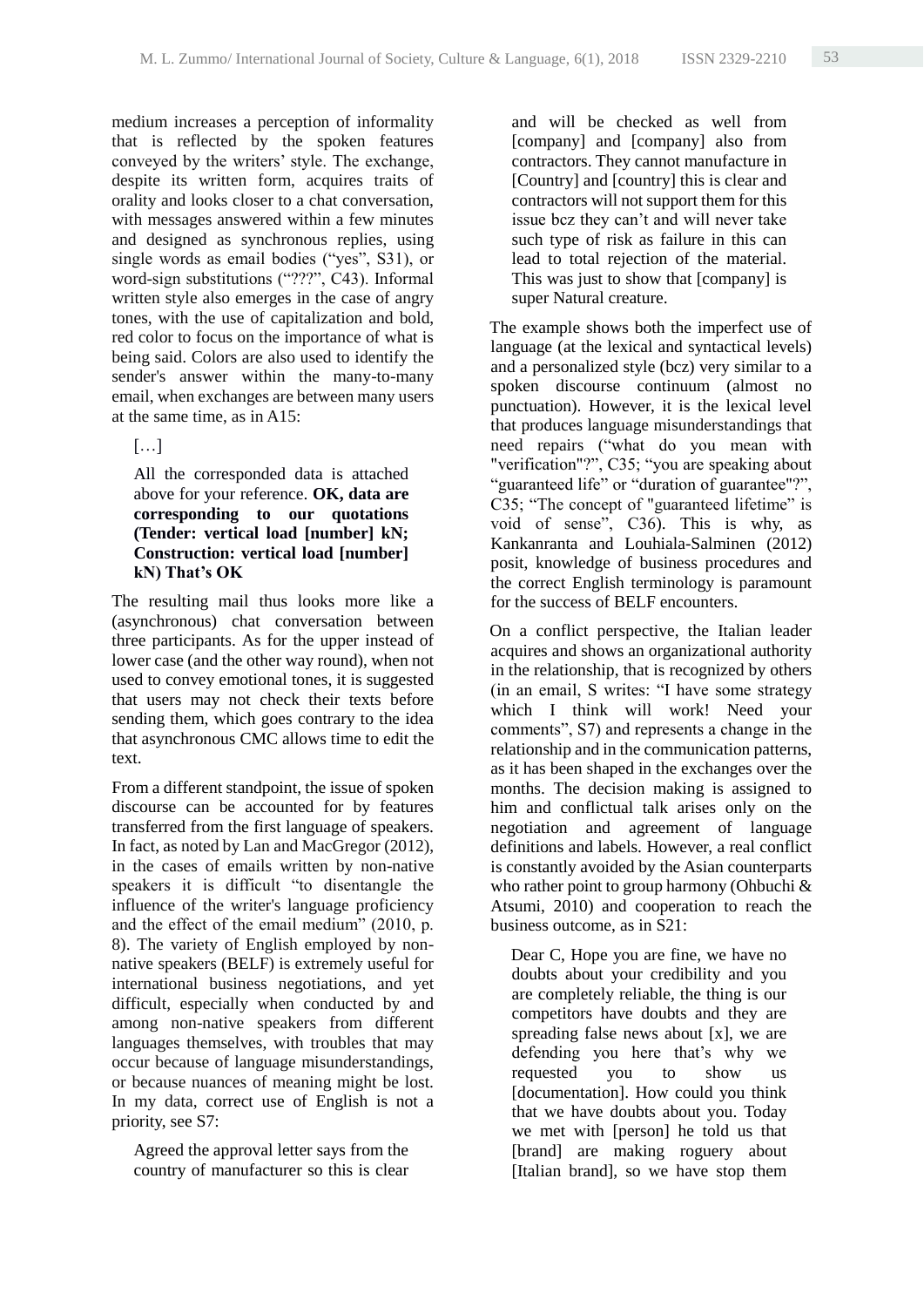medium increases a perception of informality that is reflected by the spoken features conveyed by the writers' style. The exchange, despite its written form, acquires traits of orality and looks closer to a chat conversation, with messages answered within a few minutes and designed as synchronous replies, using single words as email bodies ("yes", S31), or word-sign substitutions ("???", C43). Informal written style also emerges in the case of angry tones, with the use of capitalization and bold, red color to focus on the importance of what is being said. Colors are also used to identify the sender's answer within the many-to-many email, when exchanges are between many users at the same time, as in A15:

> […]
>
> All the corresponded data is attached above for your reference. **OK, data are corresponding to our quotations (Tender: vertical load [number] kN; Construction: vertical load [number] kN) That's OK**

The resulting mail thus looks more like a (asynchronous) chat conversation between three participants. As for the upper instead of lower case (and the other way round), when not used to convey emotional tones, it is suggested that users may not check their texts before sending them, which goes contrary to the idea that asynchronous CMC allows time to edit the text.

From a different standpoint, the issue of spoken discourse can be accounted for by features transferred from the first language of speakers. In fact, as noted by Lan and MacGregor (2012), in the cases of emails written by non-native speakers it is difficult "to disentangle the influence of the writer's language proficiency and the effect of the email medium" (2010, p. 8). The variety of English employed by non-native speakers (BELF) is extremely useful for international business negotiations, and yet difficult, especially when conducted by and among non-native speakers from different languages themselves, with troubles that may occur because of language misunderstandings, or because nuances of meaning might be lost. In my data, correct use of English is not a priority, see S7:

> Agreed the approval letter says from the country of manufacturer so this is clear and will be checked as well from [company] and [company] also from contractors. They cannot manufacture in [Country] and [country] this is clear and contractors will not support them for this issue bcz they can't and will never take such type of risk as failure in this can lead to total rejection of the material. This was just to show that [company] is super Natural creature.

The example shows both the imperfect use of language (at the lexical and syntactical levels) and a personalized style (bcz) very similar to a spoken discourse continuum (almost no punctuation). However, it is the lexical level that produces language misunderstandings that need repairs ("what do you mean with "verification"?", C35; "you are speaking about "guaranteed life" or "duration of guarantee"?", C35; "The concept of "guaranteed lifetime" is void of sense", C36). This is why, as Kankanranta and Louhiala-Salminen (2012) posit, knowledge of business procedures and the correct English terminology is paramount for the success of BELF encounters.

On a conflict perspective, the Italian leader acquires and shows an organizational authority in the relationship, that is recognized by others (in an email, S writes: "I have some strategy which I think will work! Need your comments", S7) and represents a change in the relationship and in the communication patterns, as it has been shaped in the exchanges over the months. The decision making is assigned to him and conflictual talk arises only on the negotiation and agreement of language definitions and labels. However, a real conflict is constantly avoided by the Asian counterparts who rather point to group harmony (Ohbuchi & Atsumi, 2010) and cooperation to reach the business outcome, as in S21:

> Dear C, Hope you are fine, we have no doubts about your credibility and you are completely reliable, the thing is our competitors have doubts and they are spreading false news about [x], we are defending you here that's why we requested you to show us [documentation]. How could you think that we have doubts about you. Today we met with [person] he told us that [brand] are making roguery about [Italian brand], so we have stop them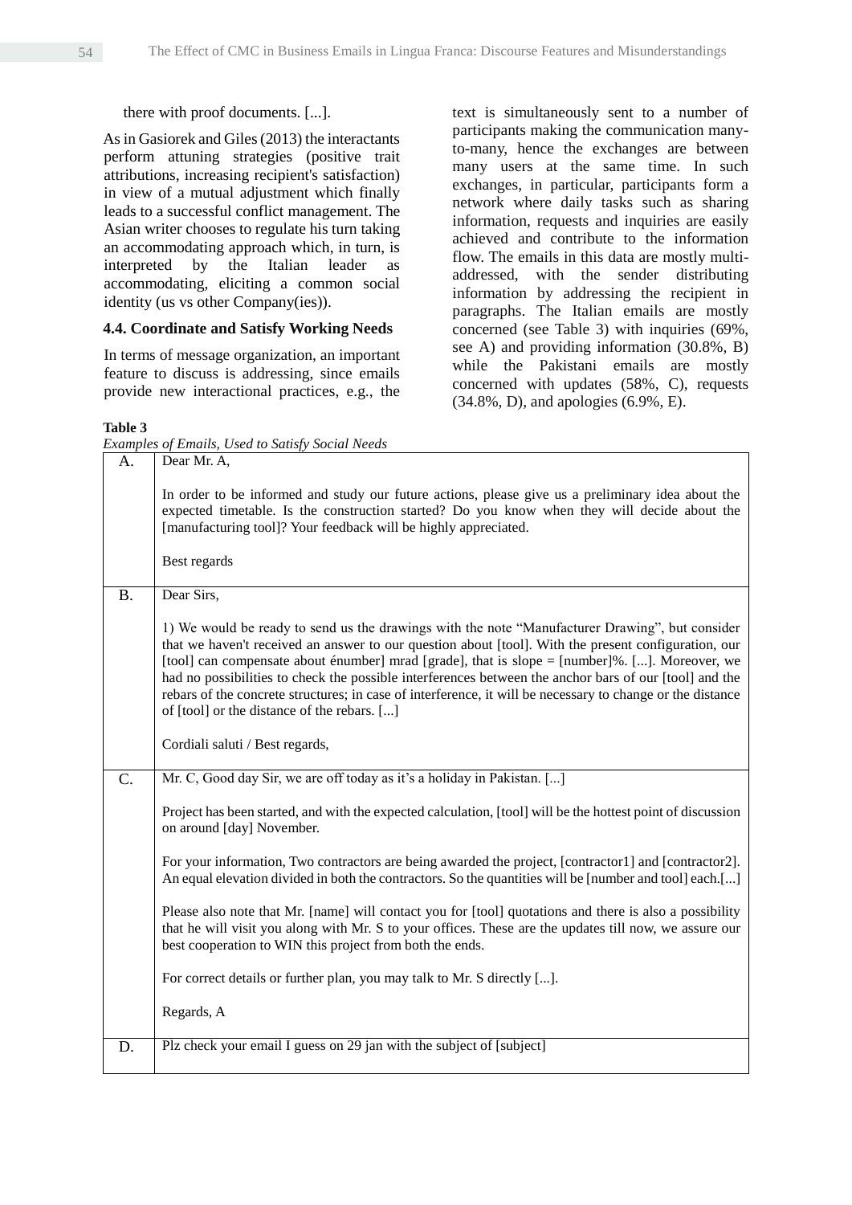there with proof documents. [...].

As in Gasiorek and Giles (2013) the interactants perform attuning strategies (positive trait attributions, increasing recipient's satisfaction) in view of a mutual adjustment which finally leads to a successful conflict management. The Asian writer chooses to regulate his turn taking an accommodating approach which, in turn, is interpreted by the Italian leader as accommodating, eliciting a common social identity (us vs other Company(ies)).

### 4.4. Coordinate and Satisfy Working Needs

In terms of message organization, an important feature to discuss is addressing, since emails provide new interactional practices, e.g., the text is simultaneously sent to a number of participants making the communication many-to-many, hence the exchanges are between many users at the same time. In such exchanges, in particular, participants form a network where daily tasks such as sharing information, requests and inquiries are easily achieved and contribute to the information flow. The emails in this data are mostly multi-addressed, with the sender distributing information by addressing the recipient in paragraphs. The Italian emails are mostly concerned (see Table 3) with inquiries (69%, see A) and providing information (30.8%, B) while the Pakistani emails are mostly concerned with updates (58%, C), requests (34.8%, D), and apologies (6.9%, E).

**Table 3**

*Examples of Emails, Used to Satisfy Social Needs*

| | |
|---|---|
| A. | Dear Mr. A,<br><br>In order to be informed and study our future actions, please give us a preliminary idea about the expected timetable. Is the construction started? Do you know when they will decide about the [manufacturing tool]? Your feedback will be highly appreciated.<br><br>Best regards |
| B. | Dear Sirs,<br><br>1) We would be ready to send us the drawings with the note “Manufacturer Drawing”, but consider that we haven't received an answer to our question about [tool]. With the present configuration, our [tool] can compensate about énumber] mrad [grade], that is slope = [number]%. [...]. Moreover, we had no possibilities to check the possible interferences between the anchor bars of our [tool] and the rebars of the concrete structures; in case of interference, it will be necessary to change or the distance of [tool] or the distance of the rebars. [...]<br><br>Cordiali saluti / Best regards, |
| C. | Mr. C, Good day Sir, we are off today as it’s a holiday in Pakistan. [...]<br><br>Project has been started, and with the expected calculation, [tool] will be the hottest point of discussion on around [day] November.<br><br>For your information, Two contractors are being awarded the project, [contractor1] and [contractor2]. An equal elevation divided in both the contractors. So the quantities will be [number and tool] each.[...]<br><br>Please also note that Mr. [name] will contact you for [tool] quotations and there is also a possibility that he will visit you along with Mr. S to your offices. These are the updates till now, we assure our best cooperation to WIN this project from both the ends.<br><br>For correct details or further plan, you may talk to Mr. S directly [...].<br><br>Regards, A |
| D. | Plz check your email I guess on 29 jan with the subject of [subject] |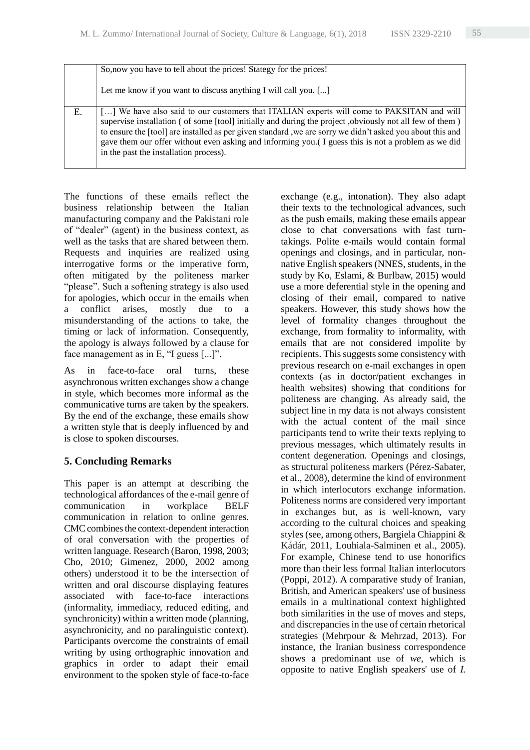|  | So,now you have to tell about the prices! Stategy for the prices!<br><br>Let me know if you want to discuss anything I will call you. [...] |
| --- | --- |
| E. | […] We have also said to our customers that ITALIAN experts will come to PAKSITAN and will supervise installation ( of some [tool] initially and during the project ,obviously not all few of them ) to ensure the [tool] are installed as per given standard ,we are sorry we didn't asked you about this and gave them our offer without even asking and informing you.( I guess this is not a problem as we did in the past the installation process). |

The functions of these emails reflect the business relationship between the Italian manufacturing company and the Pakistani role of "dealer" (agent) in the business context, as well as the tasks that are shared between them. Requests and inquiries are realized using interrogative forms or the imperative form, often mitigated by the politeness marker "please". Such a softening strategy is also used for apologies, which occur in the emails when a conflict arises, mostly due to a misunderstanding of the actions to take, the timing or lack of information. Consequently, the apology is always followed by a clause for face management as in E, "I guess [...]".

As in face-to-face oral turns, these asynchronous written exchanges show a change in style, which becomes more informal as the communicative turns are taken by the speakers. By the end of the exchange, these emails show a written style that is deeply influenced by and is close to spoken discourses.

## 5. Concluding Remarks

This paper is an attempt at describing the technological affordances of the e-mail genre of communication in workplace BELF communication in relation to online genres. CMC combines the context-dependent interaction of oral conversation with the properties of written language. Research (Baron, 1998, 2003; Cho, 2010; Gimenez, 2000, 2002 among others) understood it to be the intersection of written and oral discourse displaying features associated with face-to-face interactions (informality, immediacy, reduced editing, and synchronicity) within a written mode (planning, asynchronicity, and no paralinguistic context). Participants overcome the constraints of email writing by using orthographic innovation and graphics in order to adapt their email environment to the spoken style of face-to-face exchange (e.g., intonation). They also adapt their texts to the technological advances, such as the push emails, making these emails appear close to chat conversations with fast turn-takings. Polite e-mails would contain formal openings and closings, and in particular, non-native English speakers (NNES, students, in the study by Ko, Eslami, & Burlbaw, 2015) would use a more deferential style in the opening and closing of their email, compared to native speakers. However, this study shows how the level of formality changes throughout the exchange, from formality to informality, with emails that are not considered impolite by recipients. This suggests some consistency with previous research on e-mail exchanges in open contexts (as in doctor/patient exchanges in health websites) showing that conditions for politeness are changing. As already said, the subject line in my data is not always consistent with the actual content of the mail since participants tend to write their texts replying to previous messages, which ultimately results in content degeneration. Openings and closings, as structural politeness markers (Pérez-Sabater, et al., 2008), determine the kind of environment in which interlocutors exchange information. Politeness norms are considered very important in exchanges but, as is well-known, vary according to the cultural choices and speaking styles (see, among others, Bargiela Chiappini & Kádár, 2011, Louhiala-Salminen et al., 2005). For example, Chinese tend to use honorifics more than their less formal Italian interlocutors (Poppi, 2012). A comparative study of Iranian, British, and American speakers' use of business emails in a multinational context highlighted both similarities in the use of moves and steps, and discrepancies in the use of certain rhetorical strategies (Mehrpour & Mehrzad, 2013). For instance, the Iranian business correspondence shows a predominant use of *we*, which is opposite to native English speakers' use of *I.*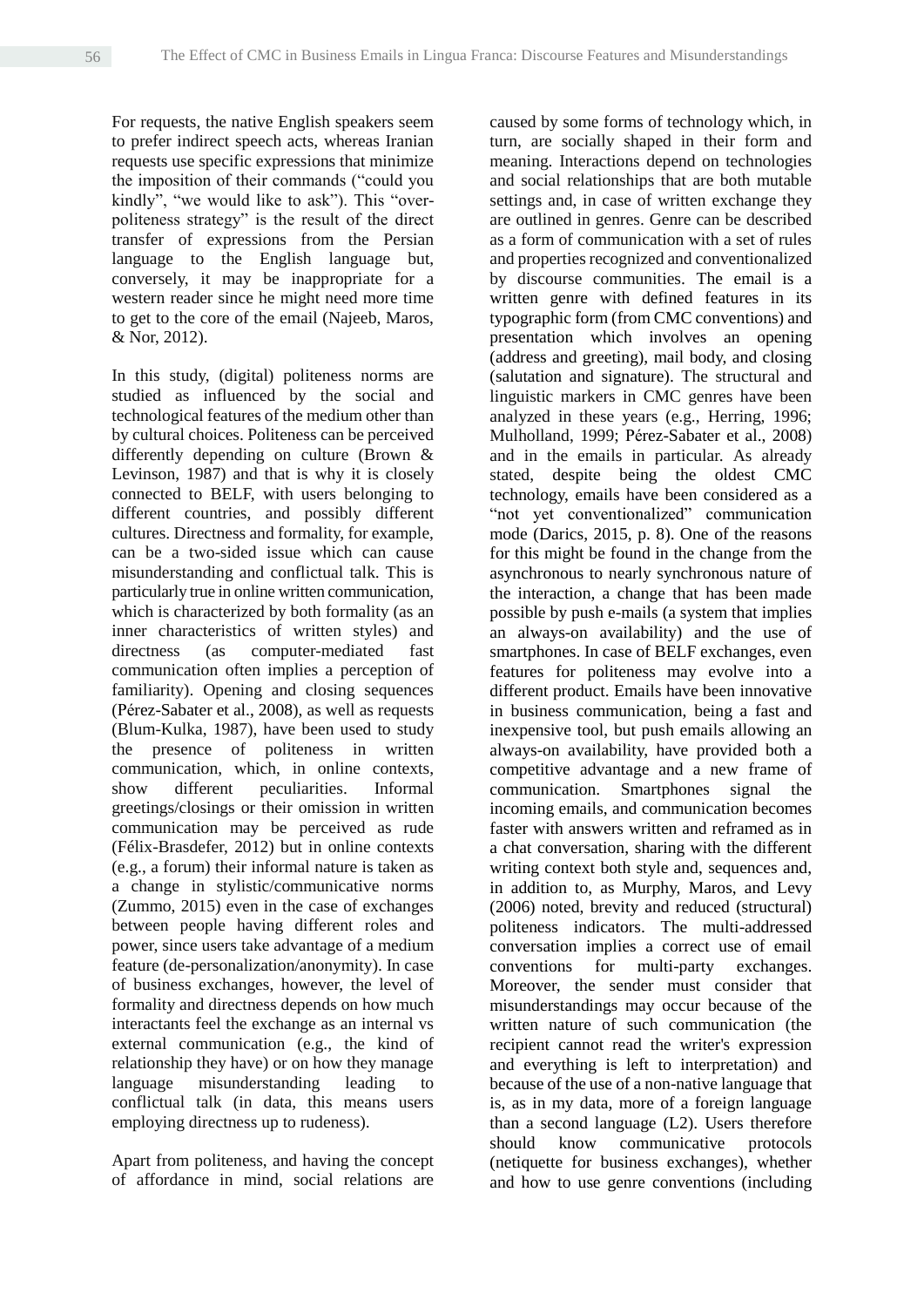For requests, the native English speakers seem to prefer indirect speech acts, whereas Iranian requests use specific expressions that minimize the imposition of their commands ("could you kindly", "we would like to ask"). This "over-politeness strategy" is the result of the direct transfer of expressions from the Persian language to the English language but, conversely, it may be inappropriate for a western reader since he might need more time to get to the core of the email (Najeeb, Maros, & Nor, 2012).

In this study, (digital) politeness norms are studied as influenced by the social and technological features of the medium other than by cultural choices. Politeness can be perceived differently depending on culture (Brown & Levinson, 1987) and that is why it is closely connected to BELF, with users belonging to different countries, and possibly different cultures. Directness and formality, for example, can be a two-sided issue which can cause misunderstanding and conflictual talk. This is particularly true in online written communication, which is characterized by both formality (as an inner characteristics of written styles) and directness (as computer-mediated fast communication often implies a perception of familiarity). Opening and closing sequences (Pérez-Sabater et al., 2008), as well as requests (Blum-Kulka, 1987), have been used to study the presence of politeness in written communication, which, in online contexts, show different peculiarities. Informal greetings/closings or their omission in written communication may be perceived as rude (Félix-Brasdefer, 2012) but in online contexts (e.g., a forum) their informal nature is taken as a change in stylistic/communicative norms (Zummo, 2015) even in the case of exchanges between people having different roles and power, since users take advantage of a medium feature (de-personalization/anonymity). In case of business exchanges, however, the level of formality and directness depends on how much interactants feel the exchange as an internal vs external communication (e.g., the kind of relationship they have) or on how they manage language misunderstanding leading to conflictual talk (in data, this means users employing directness up to rudeness).

Apart from politeness, and having the concept of affordance in mind, social relations are caused by some forms of technology which, in turn, are socially shaped in their form and meaning. Interactions depend on technologies and social relationships that are both mutable settings and, in case of written exchange they are outlined in genres. Genre can be described as a form of communication with a set of rules and properties recognized and conventionalized by discourse communities. The email is a written genre with defined features in its typographic form (from CMC conventions) and presentation which involves an opening (address and greeting), mail body, and closing (salutation and signature). The structural and linguistic markers in CMC genres have been analyzed in these years (e.g., Herring, 1996; Mulholland, 1999; Pérez-Sabater et al., 2008) and in the emails in particular. As already stated, despite being the oldest CMC technology, emails have been considered as a "not yet conventionalized" communication mode (Darics, 2015, p. 8). One of the reasons for this might be found in the change from the asynchronous to nearly synchronous nature of the interaction, a change that has been made possible by push e-mails (a system that implies an always-on availability) and the use of smartphones. In case of BELF exchanges, even features for politeness may evolve into a different product. Emails have been innovative in business communication, being a fast and inexpensive tool, but push emails allowing an always-on availability, have provided both a competitive advantage and a new frame of communication. Smartphones signal the incoming emails, and communication becomes faster with answers written and reframed as in a chat conversation, sharing with the different writing context both style and, sequences and, in addition to, as Murphy, Maros, and Levy (2006) noted, brevity and reduced (structural) politeness indicators. The multi-addressed conversation implies a correct use of email conventions for multi-party exchanges. Moreover, the sender must consider that misunderstandings may occur because of the written nature of such communication (the recipient cannot read the writer's expression and everything is left to interpretation) and because of the use of a non-native language that is, as in my data, more of a foreign language than a second language (L2). Users therefore should know communicative protocols (netiquette for business exchanges), whether and how to use genre conventions (including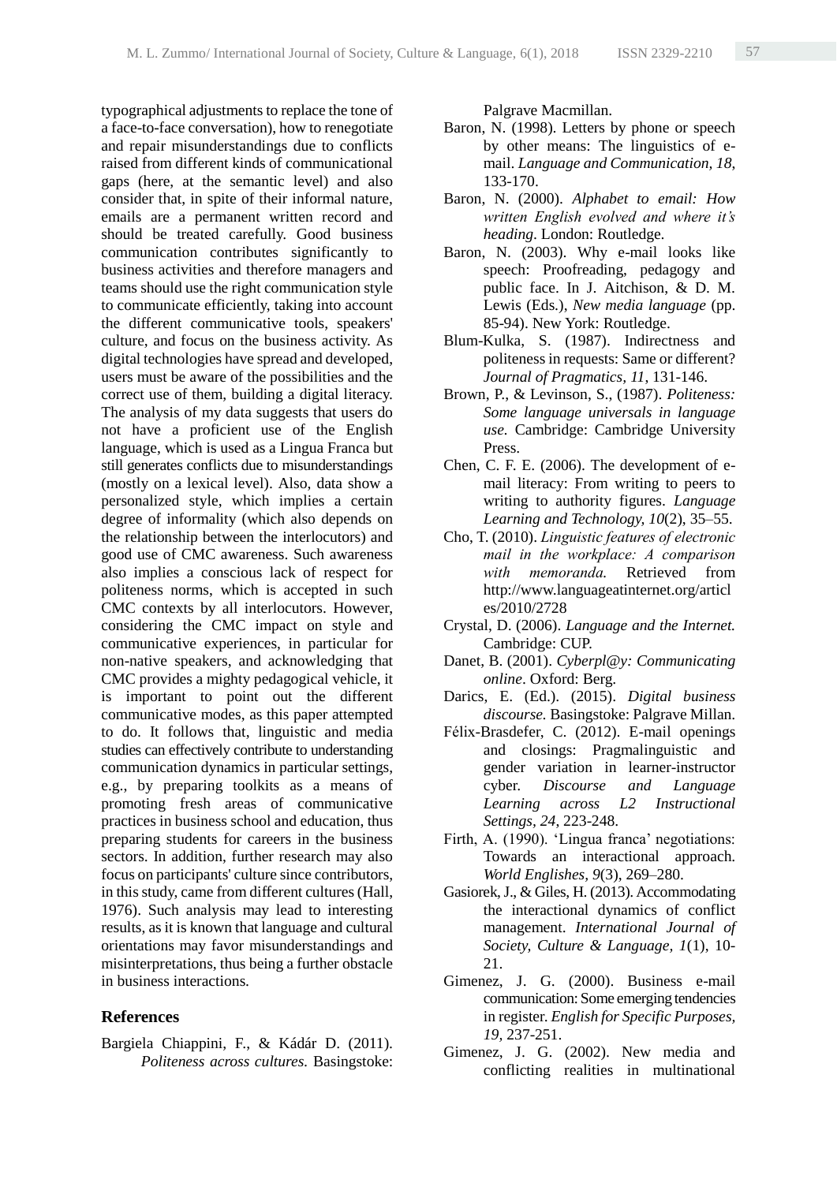typographical adjustments to replace the tone of a face-to-face conversation), how to renegotiate and repair misunderstandings due to conflicts raised from different kinds of communicational gaps (here, at the semantic level) and also consider that, in spite of their informal nature, emails are a permanent written record and should be treated carefully. Good business communication contributes significantly to business activities and therefore managers and teams should use the right communication style to communicate efficiently, taking into account the different communicative tools, speakers' culture, and focus on the business activity. As digital technologies have spread and developed, users must be aware of the possibilities and the correct use of them, building a digital literacy. The analysis of my data suggests that users do not have a proficient use of the English language, which is used as a Lingua Franca but still generates conflicts due to misunderstandings (mostly on a lexical level). Also, data show a personalized style, which implies a certain degree of informality (which also depends on the relationship between the interlocutors) and good use of CMC awareness. Such awareness also implies a conscious lack of respect for politeness norms, which is accepted in such CMC contexts by all interlocutors. However, considering the CMC impact on style and communicative experiences, in particular for non-native speakers, and acknowledging that CMC provides a mighty pedagogical vehicle, it is important to point out the different communicative modes, as this paper attempted to do. It follows that, linguistic and media studies can effectively contribute to understanding communication dynamics in particular settings, e.g., by preparing toolkits as a means of promoting fresh areas of communicative practices in business school and education, thus preparing students for careers in the business sectors. In addition, further research may also focus on participants' culture since contributors, in this study, came from different cultures (Hall, 1976). Such analysis may lead to interesting results, as it is known that language and cultural orientations may favor misunderstandings and misinterpretations, thus being a further obstacle in business interactions.

## References

Bargiela Chiappini, F., & Kádár D. (2011). *Politeness across cultures.* Basingstoke: Palgrave Macmillan.

Baron, N. (1998). Letters by phone or speech by other means: The linguistics of e-mail. *Language and Communication, 18*, 133-170.

Baron, N. (2000). *Alphabet to email: How written English evolved and where it's heading*. London: Routledge.

Baron, N. (2003). Why e-mail looks like speech: Proofreading, pedagogy and public face. In J. Aitchison, & D. M. Lewis (Eds.), *New media language* (pp. 85-94). New York: Routledge.

Blum-Kulka, S. (1987). Indirectness and politeness in requests: Same or different? *Journal of Pragmatics, 11*, 131-146.

Brown, P., & Levinson, S., (1987). *Politeness: Some language universals in language use.* Cambridge: Cambridge University Press.

Chen, C. F. E. (2006). The development of e-mail literacy: From writing to peers to writing to authority figures. *Language Learning and Technology, 10*(2), 35–55.

Cho, T. (2010). *Linguistic features of electronic mail in the workplace: A comparison with memoranda.* Retrieved from http://www.languageatinternet.org/articles/2010/2728

Crystal, D. (2006). *Language and the Internet.* Cambridge: CUP.

Danet, B. (2001). *Cyberpl@y: Communicating online*. Oxford: Berg.

Darics, E. (Ed.). (2015). *Digital business discourse.* Basingstoke: Palgrave Millan.

Félix-Brasdefer, C. (2012). E-mail openings and closings: Pragmalinguistic and gender variation in learner-instructor cyber. *Discourse and Language Learning across L2 Instructional Settings, 24*, 223-248.

Firth, A. (1990). 'Lingua franca' negotiations: Towards an interactional approach. *World Englishes, 9*(3), 269–280.

Gasiorek, J., & Giles, H. (2013). Accommodating the interactional dynamics of conflict management. *International Journal of Society, Culture & Language, 1*(1), 10-21.

Gimenez, J. G. (2000). Business e-mail communication: Some emerging tendencies in register. *English for Specific Purposes, 19*, 237-251.

Gimenez, J. G. (2002). New media and conflicting realities in multinational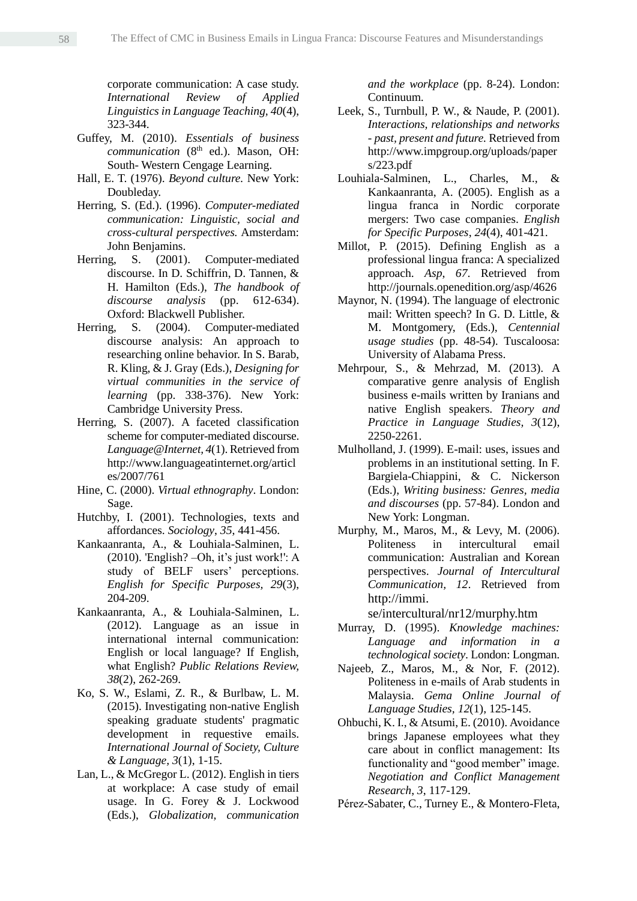corporate communication: A case study. *International Review of Applied Linguistics in Language Teaching, 40*(4), 323-344.

Guffey, M. (2010). *Essentials of business communication* (8th ed.). Mason, OH: South- Western Cengage Learning.

Hall, E. T. (1976). *Beyond culture.* New York: Doubleday.

Herring, S. (Ed.). (1996). *Computer-mediated communication: Linguistic, social and cross-cultural perspectives.* Amsterdam: John Benjamins.

Herring, S. (2001). Computer-mediated discourse. In D. Schiffrin, D. Tannen, & H. Hamilton (Eds.), *The handbook of discourse analysis* (pp. 612-634). Oxford: Blackwell Publisher.

Herring, S. (2004). Computer-mediated discourse analysis: An approach to researching online behavior. In S. Barab, R. Kling, & J. Gray (Eds.), *Designing for virtual communities in the service of learning* (pp. 338-376). New York: Cambridge University Press.

Herring, S. (2007). A faceted classification scheme for computer-mediated discourse. *Language@Internet, 4*(1). Retrieved from http://www.languageatinternet.org/articles/2007/761

Hine, C. (2000). *Virtual ethnography*. London: Sage.

Hutchby, I. (2001). Technologies, texts and affordances. *Sociology*, *35*, 441-456.

Kankaanranta, A., & Louhiala-Salminen, L. (2010). 'English? –Oh, it's just work!': A study of BELF users' perceptions. *English for Specific Purposes, 29*(3), 204-209.

Kankaanranta, A., & Louhiala-Salminen, L. (2012). Language as an issue in international internal communication: English or local language? If English, what English? *Public Relations Review, 38*(2), 262-269.

Ko, S. W., Eslami, Z. R., & Burlbaw, L. M. (2015). Investigating non-native English speaking graduate students' pragmatic development in requestive emails. *International Journal of Society, Culture & Language, 3*(1), 1-15.

Lan, L., & McGregor L. (2012). English in tiers at workplace: A case study of email usage. In G. Forey & J. Lockwood (Eds.), *Globalization, communication and the workplace* (pp. 8-24). London: Continuum.

Leek, S., Turnbull, P. W., & Naude, P. (2001). *Interactions, relationships and networks - past, present and future.* Retrieved from http://www.impgroup.org/uploads/papers/223.pdf

Louhiala-Salminen, L., Charles, M., & Kankaanranta, A. (2005). English as a lingua franca in Nordic corporate mergers: Two case companies. *English for Specific Purposes*, *24*(4), 401-421.

Millot, P. (2015). Defining English as a professional lingua franca: A specialized approach. *Asp*, *67*. Retrieved from http://journals.openedition.org/asp/4626

Maynor, N. (1994). The language of electronic mail: Written speech? In G. D. Little, & M. Montgomery, (Eds.), *Centennial usage studies* (pp. 48-54). Tuscaloosa: University of Alabama Press.

Mehrpour, S., & Mehrzad, M. (2013). A comparative genre analysis of English business e-mails written by Iranians and native English speakers. *Theory and Practice in Language Studies, 3*(12), 2250-2261.

Mulholland, J. (1999). E-mail: uses, issues and problems in an institutional setting. In F. Bargiela-Chiappini, & C. Nickerson (Eds.), *Writing business: Genres, media and discourses* (pp. 57-84). London and New York: Longman.

Murphy, M., Maros, M., & Levy, M. (2006). Politeness in intercultural email communication: Australian and Korean perspectives. *Journal of Intercultural Communication*, *12*. Retrieved from http://immi.se/intercultural/nr12/murphy.htm

Murray, D. (1995). *Knowledge machines: Language and information in a technological society*. London: Longman.

Najeeb, Z., Maros, M., & Nor, F. (2012). Politeness in e-mails of Arab students in Malaysia. *Gema Online Journal of Language Studies, 12*(1), 125-145.

Ohbuchi, K. I., & Atsumi, E. (2010). Avoidance brings Japanese employees what they care about in conflict management: Its functionality and "good member" image. *Negotiation and Conflict Management Research, 3*, 117-129.

Pérez-Sabater, C., Turney E., & Montero-Fleta,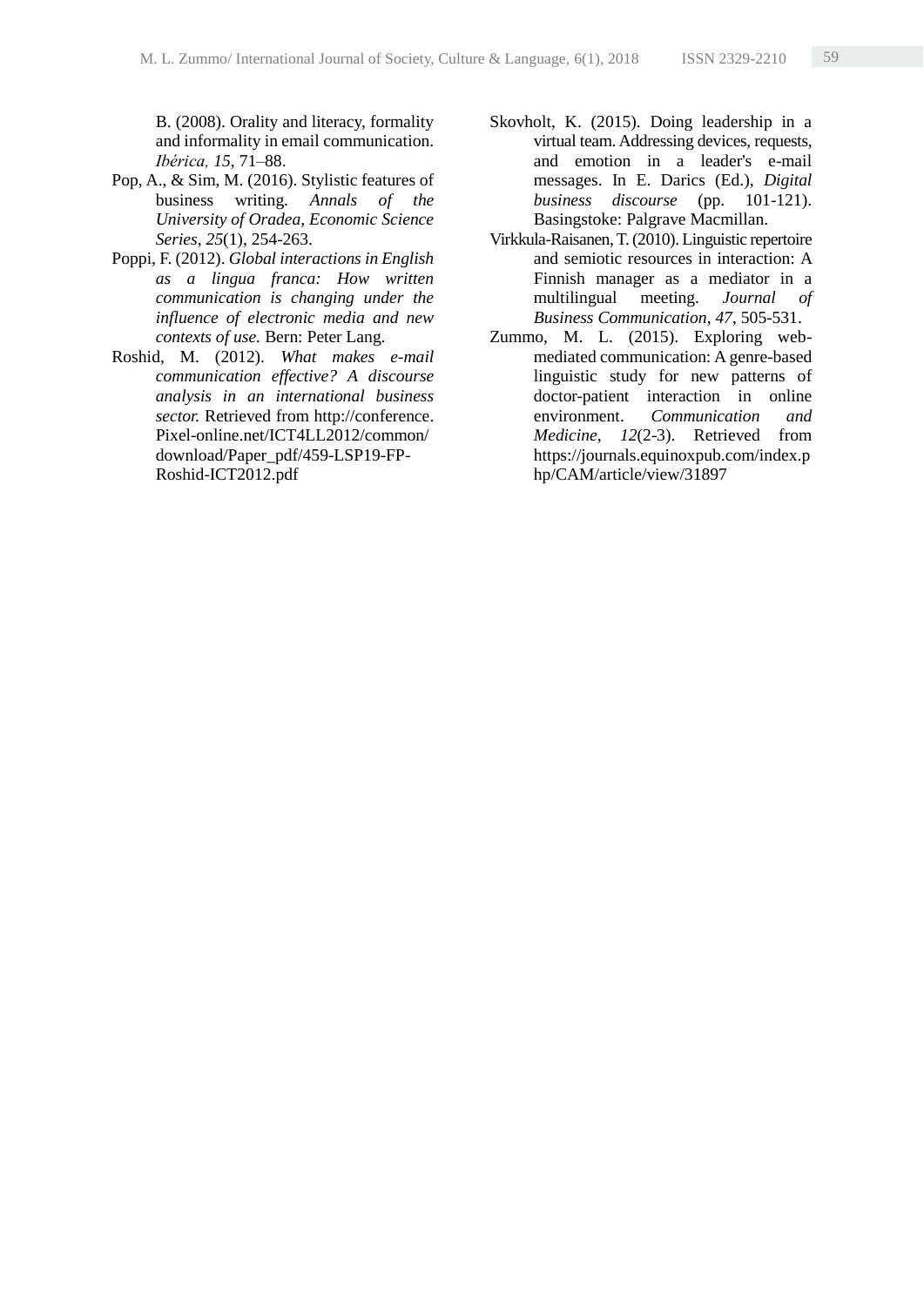B. (2008). Orality and literacy, formality and informality in email communication. *Ibérica, 15*, 71–88.

Pop, A., & Sim, M. (2016). Stylistic features of business writing. *Annals of the University of Oradea, Economic Science Series*, *25*(1), 254-263.

Poppi, F. (2012). *Global interactions in English as a lingua franca: How written communication is changing under the influence of electronic media and new contexts of use.* Bern: Peter Lang.

Roshid, M. (2012). *What makes e-mail communication effective? A discourse analysis in an international business sector.* Retrieved from http://conference. Pixel-online.net/ICT4LL2012/common/ download/Paper_pdf/459-LSP19-FP-Roshid-ICT2012.pdf

Skovholt, K. (2015). Doing leadership in a virtual team. Addressing devices, requests, and emotion in a leader's e-mail messages. In E. Darics (Ed.), *Digital business discourse* (pp. 101-121). Basingstoke: Palgrave Macmillan.

Virkkula-Raisanen, T. (2010). Linguistic repertoire and semiotic resources in interaction: A Finnish manager as a mediator in a multilingual meeting. *Journal of Business Communication*, *47*, 505-531.

Zummo, M. L. (2015). Exploring web-mediated communication: A genre-based linguistic study for new patterns of doctor-patient interaction in online environment. *Communication and Medicine*, *12*(2-3). Retrieved from https://journals.equinoxpub.com/index.php/CAM/article/view/31897